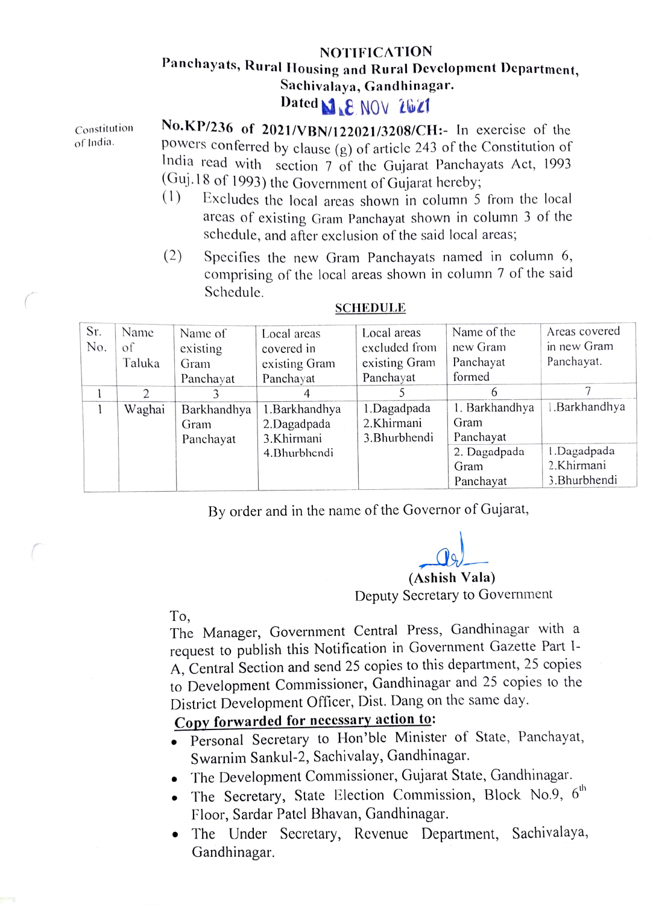# NOTIFICATION

## Panchayats, Rural Housing and Rural Development Department, Sachivalaya, Gandhinagar.

**Dated** 18 NOV 2021

Constitution of India.

**No.KP/236 of 2021/VBN/122021/3208/CH:-** In exercise of the powers conferred by clause (g) of article 243 of the Constitution of India read with section 7 of the Gujarat Panchayats Act, 1993 (Guj.18 of 1993) the Government of Gujarat hereby;

(1) Excludes the local areas shown in column 5 from the local areas of existing Gram Panchayat shown in column 3 of the schedule, and after exclusion of the said local areas;

(2) Specifies the new Gram Panchayats named in column 6, comprising of the local areas shown in column 7 of the said Schedule.

**SCHEDULE**

| Sr. No. | Name of Taluka | Name of existing Gram Panchayat | Local areas covered in existing Gram Panchayat | Local areas excluded from existing Gram Panchayat | Name of the new Gram Panchayat formed | Areas covered in new Gram Panchayat. |
|---|---|---|---|---|---|---|
| 1 | 2 | 3 | 4 | 5 | 6 | 7 |
| 1 | Waghai | Barkhandhya Gram Panchayat | 1.Barkhandhya<br>2.Dagadpada<br>3.Khirmani<br>4.Bhurbhendi | 1.Dagadpada<br>2.Khirmani<br>3.Bhurbhendi | 1. Barkhandhya Gram Panchayat | 1.Barkhandhya |
| | | | | | 2. Dagadpada Gram Panchayat | 1.Dagadpada<br>2.Khirmani<br>3.Bhurbhendi |

By order and in the name of the Governor of Gujarat,

**(Ashish Vala)**
Deputy Secretary to Government

To,
The Manager, Government Central Press, Gandhinagar with a request to publish this Notification in Government Gazette Part I-A, Central Section and send 25 copies to this department, 25 copies to Development Commissioner, Gandhinagar and 25 copies to the District Development Officer, Dist. Dang on the same day.

**Copy forwarded for necessary action to:**

- Personal Secretary to Hon'ble Minister of State, Panchayat, Swarnim Sankul-2, Sachivalay, Gandhinagar.
- The Development Commissioner, Gujarat State, Gandhinagar.
- The Secretary, State Election Commission, Block No.9, 6th Floor, Sardar Patel Bhavan, Gandhinagar.
- The Under Secretary, Revenue Department, Sachivalaya, Gandhinagar.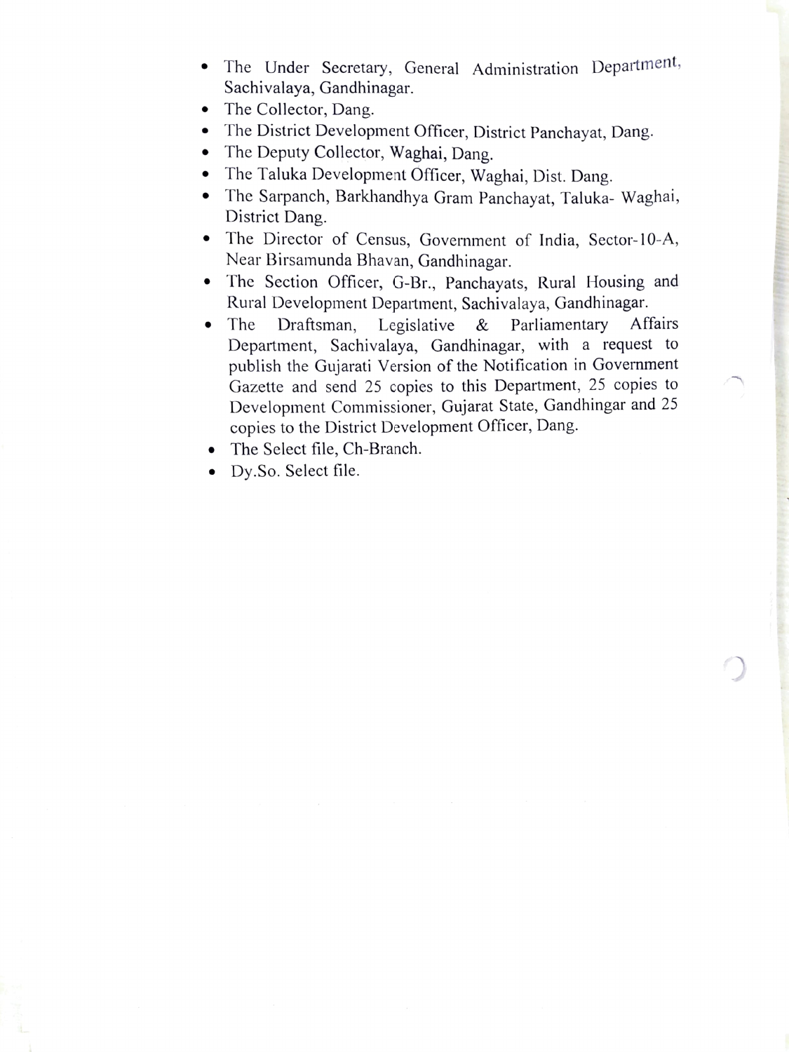- The Under Secretary, General Administration Department, Sachivalaya, Gandhinagar.
- The Collector, Dang.
- The District Development Officer, District Panchayat, Dang.
- The Deputy Collector, Waghai, Dang.
- The Taluka Development Officer, Waghai, Dist. Dang.
- The Sarpanch, Barkhandhya Gram Panchayat, Taluka- Waghai, District Dang.
- The Director of Census, Government of India, Sector-10-A, Near Birsamunda Bhavan, Gandhinagar.
- The Section Officer, G-Br., Panchayats, Rural Housing and Rural Development Department, Sachivalaya, Gandhinagar.
- The Draftsman, Legislative & Parliamentary Affairs Department, Sachivalaya, Gandhinagar, with a request to publish the Gujarati Version of the Notification in Government Gazette and send 25 copies to this Department, 25 copies to Development Commissioner, Gujarat State, Gandhingar and 25 copies to the District Development Officer, Dang.
- The Select file, Ch-Branch.
- Dy.So. Select file.